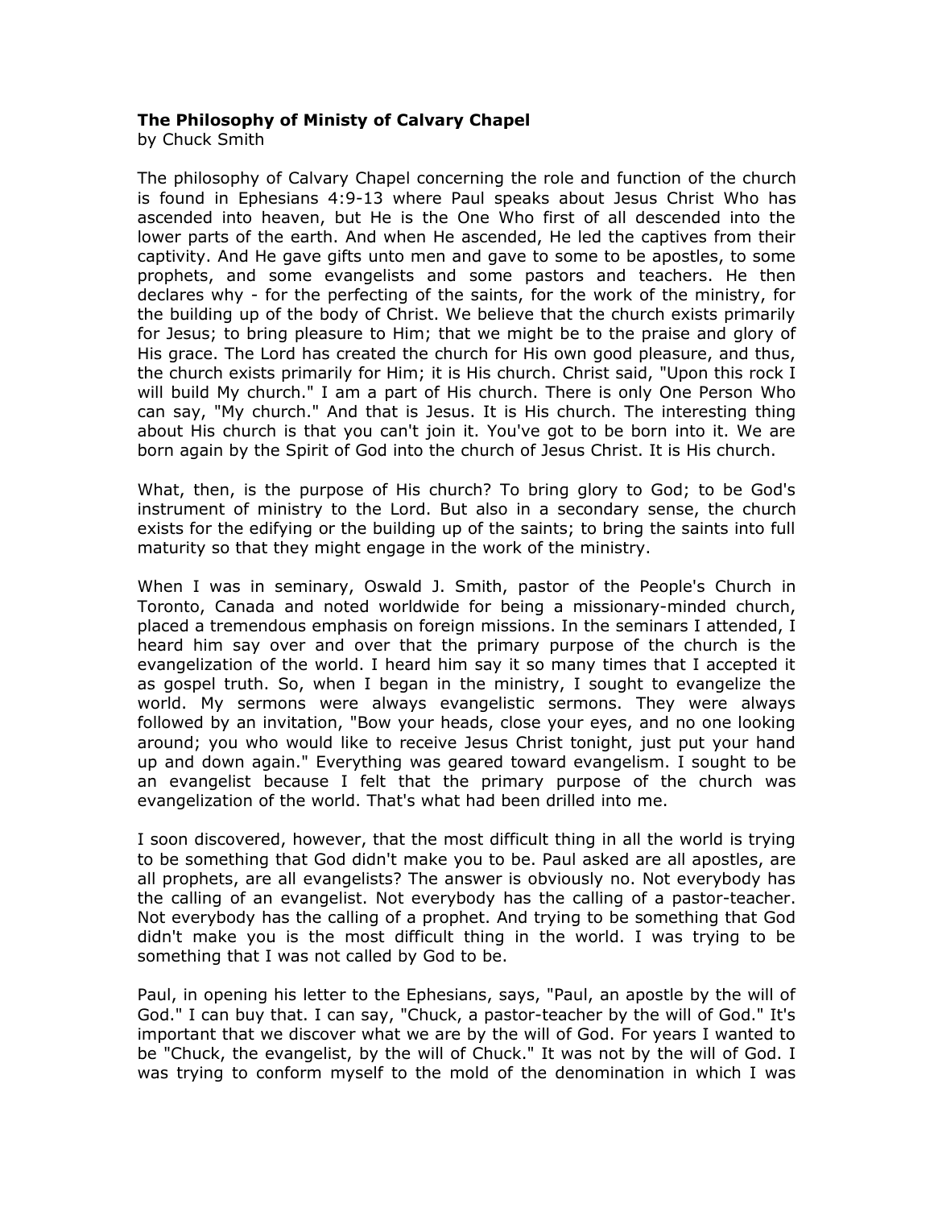**The Philosophy of Ministy of Calvary Chapel**
by Chuck Smith

The philosophy of Calvary Chapel concerning the role and function of the church is found in Ephesians 4:9-13 where Paul speaks about Jesus Christ Who has ascended into heaven, but He is the One Who first of all descended into the lower parts of the earth. And when He ascended, He led the captives from their captivity. And He gave gifts unto men and gave to some to be apostles, to some prophets, and some evangelists and some pastors and teachers. He then declares why - for the perfecting of the saints, for the work of the ministry, for the building up of the body of Christ. We believe that the church exists primarily for Jesus; to bring pleasure to Him; that we might be to the praise and glory of His grace. The Lord has created the church for His own good pleasure, and thus, the church exists primarily for Him; it is His church. Christ said, "Upon this rock I will build My church." I am a part of His church. There is only One Person Who can say, "My church." And that is Jesus. It is His church. The interesting thing about His church is that you can't join it. You've got to be born into it. We are born again by the Spirit of God into the church of Jesus Christ. It is His church.

What, then, is the purpose of His church? To bring glory to God; to be God's instrument of ministry to the Lord. But also in a secondary sense, the church exists for the edifying or the building up of the saints; to bring the saints into full maturity so that they might engage in the work of the ministry.

When I was in seminary, Oswald J. Smith, pastor of the People's Church in Toronto, Canada and noted worldwide for being a missionary-minded church, placed a tremendous emphasis on foreign missions. In the seminars I attended, I heard him say over and over that the primary purpose of the church is the evangelization of the world. I heard him say it so many times that I accepted it as gospel truth. So, when I began in the ministry, I sought to evangelize the world. My sermons were always evangelistic sermons. They were always followed by an invitation, "Bow your heads, close your eyes, and no one looking around; you who would like to receive Jesus Christ tonight, just put your hand up and down again." Everything was geared toward evangelism. I sought to be an evangelist because I felt that the primary purpose of the church was evangelization of the world. That's what had been drilled into me.

I soon discovered, however, that the most difficult thing in all the world is trying to be something that God didn't make you to be. Paul asked are all apostles, are all prophets, are all evangelists? The answer is obviously no. Not everybody has the calling of an evangelist. Not everybody has the calling of a pastor-teacher. Not everybody has the calling of a prophet. And trying to be something that God didn't make you is the most difficult thing in the world. I was trying to be something that I was not called by God to be.

Paul, in opening his letter to the Ephesians, says, "Paul, an apostle by the will of God." I can buy that. I can say, "Chuck, a pastor-teacher by the will of God." It's important that we discover what we are by the will of God. For years I wanted to be "Chuck, the evangelist, by the will of Chuck." It was not by the will of God. I was trying to conform myself to the mold of the denomination in which I was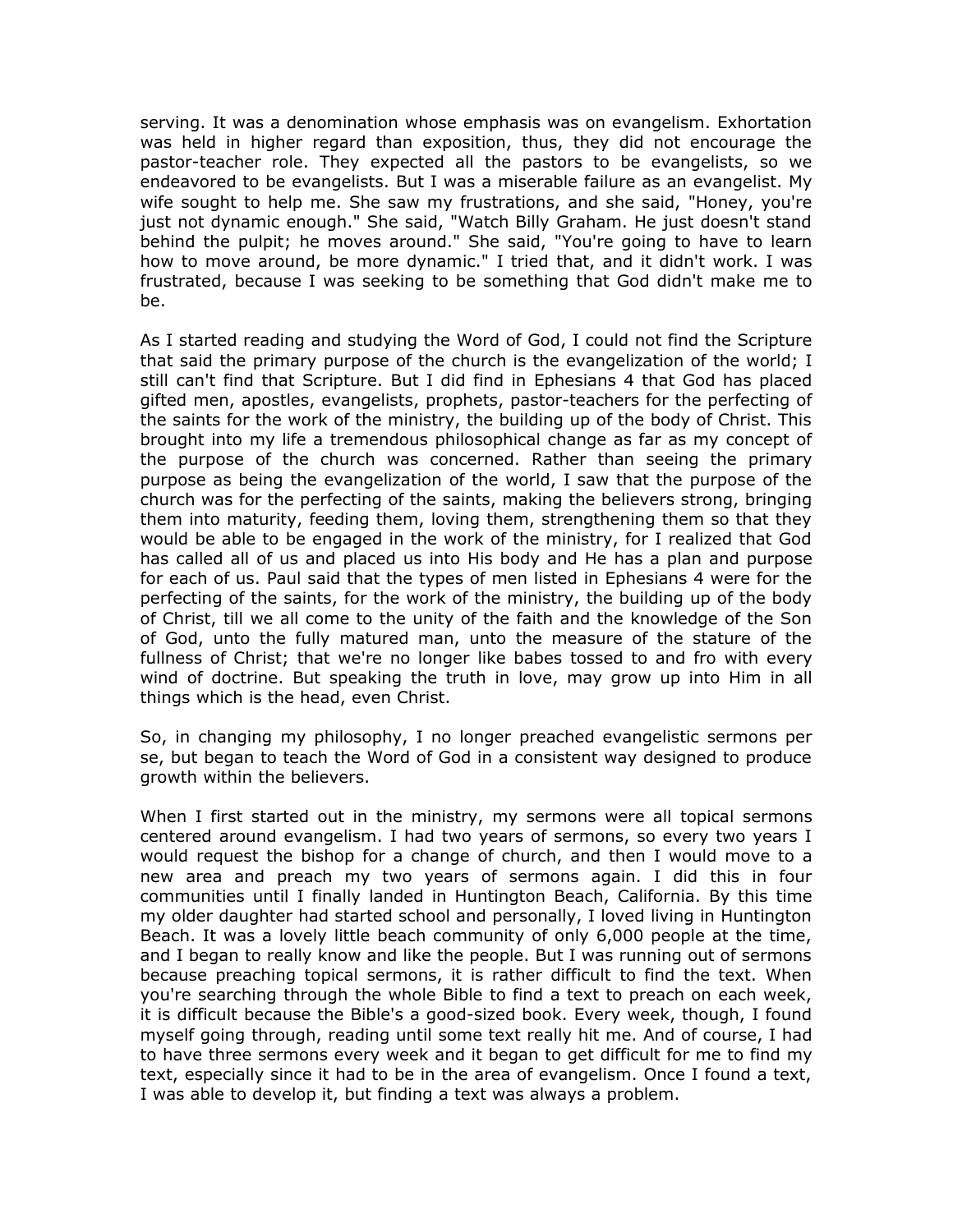serving. It was a denomination whose emphasis was on evangelism. Exhortation was held in higher regard than exposition, thus, they did not encourage the pastor-teacher role. They expected all the pastors to be evangelists, so we endeavored to be evangelists. But I was a miserable failure as an evangelist. My wife sought to help me. She saw my frustrations, and she said, "Honey, you're just not dynamic enough." She said, "Watch Billy Graham. He just doesn't stand behind the pulpit; he moves around." She said, "You're going to have to learn how to move around, be more dynamic." I tried that, and it didn't work. I was frustrated, because I was seeking to be something that God didn't make me to be.

As I started reading and studying the Word of God, I could not find the Scripture that said the primary purpose of the church is the evangelization of the world; I still can't find that Scripture. But I did find in Ephesians 4 that God has placed gifted men, apostles, evangelists, prophets, pastor-teachers for the perfecting of the saints for the work of the ministry, the building up of the body of Christ. This brought into my life a tremendous philosophical change as far as my concept of the purpose of the church was concerned. Rather than seeing the primary purpose as being the evangelization of the world, I saw that the purpose of the church was for the perfecting of the saints, making the believers strong, bringing them into maturity, feeding them, loving them, strengthening them so that they would be able to be engaged in the work of the ministry, for I realized that God has called all of us and placed us into His body and He has a plan and purpose for each of us. Paul said that the types of men listed in Ephesians 4 were for the perfecting of the saints, for the work of the ministry, the building up of the body of Christ, till we all come to the unity of the faith and the knowledge of the Son of God, unto the fully matured man, unto the measure of the stature of the fullness of Christ; that we're no longer like babes tossed to and fro with every wind of doctrine. But speaking the truth in love, may grow up into Him in all things which is the head, even Christ.

So, in changing my philosophy, I no longer preached evangelistic sermons per se, but began to teach the Word of God in a consistent way designed to produce growth within the believers.

When I first started out in the ministry, my sermons were all topical sermons centered around evangelism. I had two years of sermons, so every two years I would request the bishop for a change of church, and then I would move to a new area and preach my two years of sermons again. I did this in four communities until I finally landed in Huntington Beach, California. By this time my older daughter had started school and personally, I loved living in Huntington Beach. It was a lovely little beach community of only 6,000 people at the time, and I began to really know and like the people. But I was running out of sermons because preaching topical sermons, it is rather difficult to find the text. When you're searching through the whole Bible to find a text to preach on each week, it is difficult because the Bible's a good-sized book. Every week, though, I found myself going through, reading until some text really hit me. And of course, I had to have three sermons every week and it began to get difficult for me to find my text, especially since it had to be in the area of evangelism. Once I found a text, I was able to develop it, but finding a text was always a problem.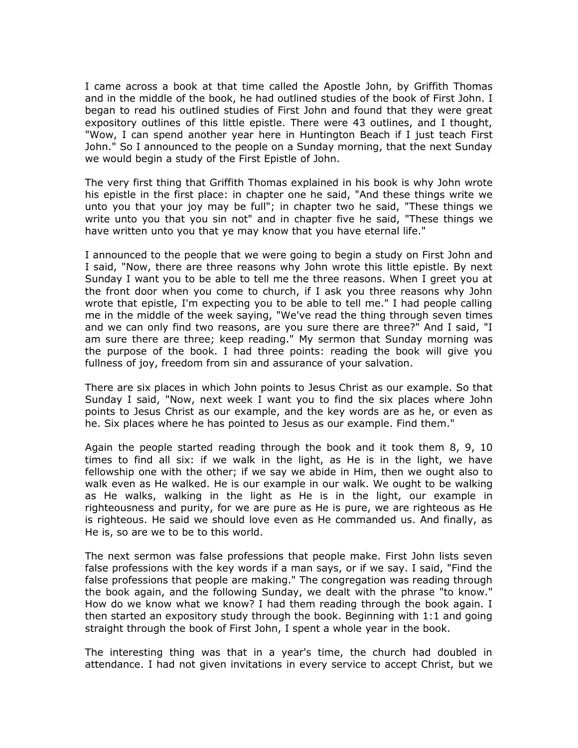I came across a book at that time called the Apostle John, by Griffith Thomas and in the middle of the book, he had outlined studies of the book of First John. I began to read his outlined studies of First John and found that they were great expository outlines of this little epistle. There were 43 outlines, and I thought, "Wow, I can spend another year here in Huntington Beach if I just teach First John." So I announced to the people on a Sunday morning, that the next Sunday we would begin a study of the First Epistle of John.

The very first thing that Griffith Thomas explained in his book is why John wrote his epistle in the first place: in chapter one he said, "And these things write we unto you that your joy may be full"; in chapter two he said, "These things we write unto you that you sin not" and in chapter five he said, "These things we have written unto you that ye may know that you have eternal life."

I announced to the people that we were going to begin a study on First John and I said, "Now, there are three reasons why John wrote this little epistle. By next Sunday I want you to be able to tell me the three reasons. When I greet you at the front door when you come to church, if I ask you three reasons why John wrote that epistle, I'm expecting you to be able to tell me." I had people calling me in the middle of the week saying, "We've read the thing through seven times and we can only find two reasons, are you sure there are three?" And I said, "I am sure there are three; keep reading." My sermon that Sunday morning was the purpose of the book. I had three points: reading the book will give you fullness of joy, freedom from sin and assurance of your salvation.

There are six places in which John points to Jesus Christ as our example. So that Sunday I said, "Now, next week I want you to find the six places where John points to Jesus Christ as our example, and the key words are as he, or even as he. Six places where he has pointed to Jesus as our example. Find them."

Again the people started reading through the book and it took them 8, 9, 10 times to find all six: if we walk in the light, as He is in the light, we have fellowship one with the other; if we say we abide in Him, then we ought also to walk even as He walked. He is our example in our walk. We ought to be walking as He walks, walking in the light as He is in the light, our example in righteousness and purity, for we are pure as He is pure, we are righteous as He is righteous. He said we should love even as He commanded us. And finally, as He is, so are we to be to this world.

The next sermon was false professions that people make. First John lists seven false professions with the key words if a man says, or if we say. I said, "Find the false professions that people are making." The congregation was reading through the book again, and the following Sunday, we dealt with the phrase "to know." How do we know what we know? I had them reading through the book again. I then started an expository study through the book. Beginning with 1:1 and going straight through the book of First John, I spent a whole year in the book.

The interesting thing was that in a year's time, the church had doubled in attendance. I had not given invitations in every service to accept Christ, but we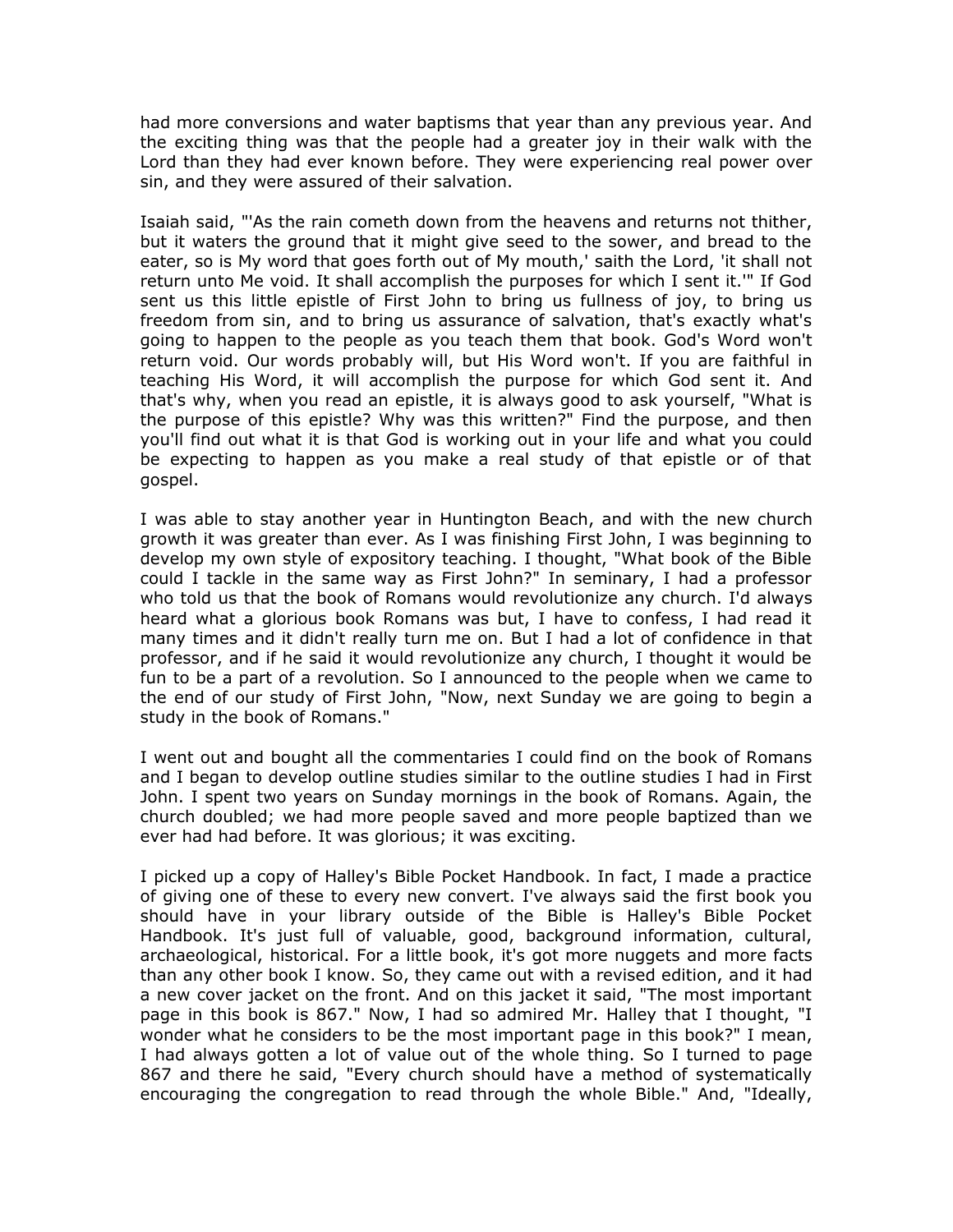had more conversions and water baptisms that year than any previous year. And the exciting thing was that the people had a greater joy in their walk with the Lord than they had ever known before. They were experiencing real power over sin, and they were assured of their salvation.

Isaiah said, "'As the rain cometh down from the heavens and returns not thither, but it waters the ground that it might give seed to the sower, and bread to the eater, so is My word that goes forth out of My mouth,' saith the Lord, 'it shall not return unto Me void. It shall accomplish the purposes for which I sent it.'" If God sent us this little epistle of First John to bring us fullness of joy, to bring us freedom from sin, and to bring us assurance of salvation, that's exactly what's going to happen to the people as you teach them that book. God's Word won't return void. Our words probably will, but His Word won't. If you are faithful in teaching His Word, it will accomplish the purpose for which God sent it. And that's why, when you read an epistle, it is always good to ask yourself, "What is the purpose of this epistle? Why was this written?" Find the purpose, and then you'll find out what it is that God is working out in your life and what you could be expecting to happen as you make a real study of that epistle or of that gospel.

I was able to stay another year in Huntington Beach, and with the new church growth it was greater than ever. As I was finishing First John, I was beginning to develop my own style of expository teaching. I thought, "What book of the Bible could I tackle in the same way as First John?" In seminary, I had a professor who told us that the book of Romans would revolutionize any church. I'd always heard what a glorious book Romans was but, I have to confess, I had read it many times and it didn't really turn me on. But I had a lot of confidence in that professor, and if he said it would revolutionize any church, I thought it would be fun to be a part of a revolution. So I announced to the people when we came to the end of our study of First John, "Now, next Sunday we are going to begin a study in the book of Romans."

I went out and bought all the commentaries I could find on the book of Romans and I began to develop outline studies similar to the outline studies I had in First John. I spent two years on Sunday mornings in the book of Romans. Again, the church doubled; we had more people saved and more people baptized than we ever had had before. It was glorious; it was exciting.

I picked up a copy of Halley's Bible Pocket Handbook. In fact, I made a practice of giving one of these to every new convert. I've always said the first book you should have in your library outside of the Bible is Halley's Bible Pocket Handbook. It's just full of valuable, good, background information, cultural, archaeological, historical. For a little book, it's got more nuggets and more facts than any other book I know. So, they came out with a revised edition, and it had a new cover jacket on the front. And on this jacket it said, "The most important page in this book is 867." Now, I had so admired Mr. Halley that I thought, "I wonder what he considers to be the most important page in this book?" I mean, I had always gotten a lot of value out of the whole thing. So I turned to page 867 and there he said, "Every church should have a method of systematically encouraging the congregation to read through the whole Bible." And, "Ideally,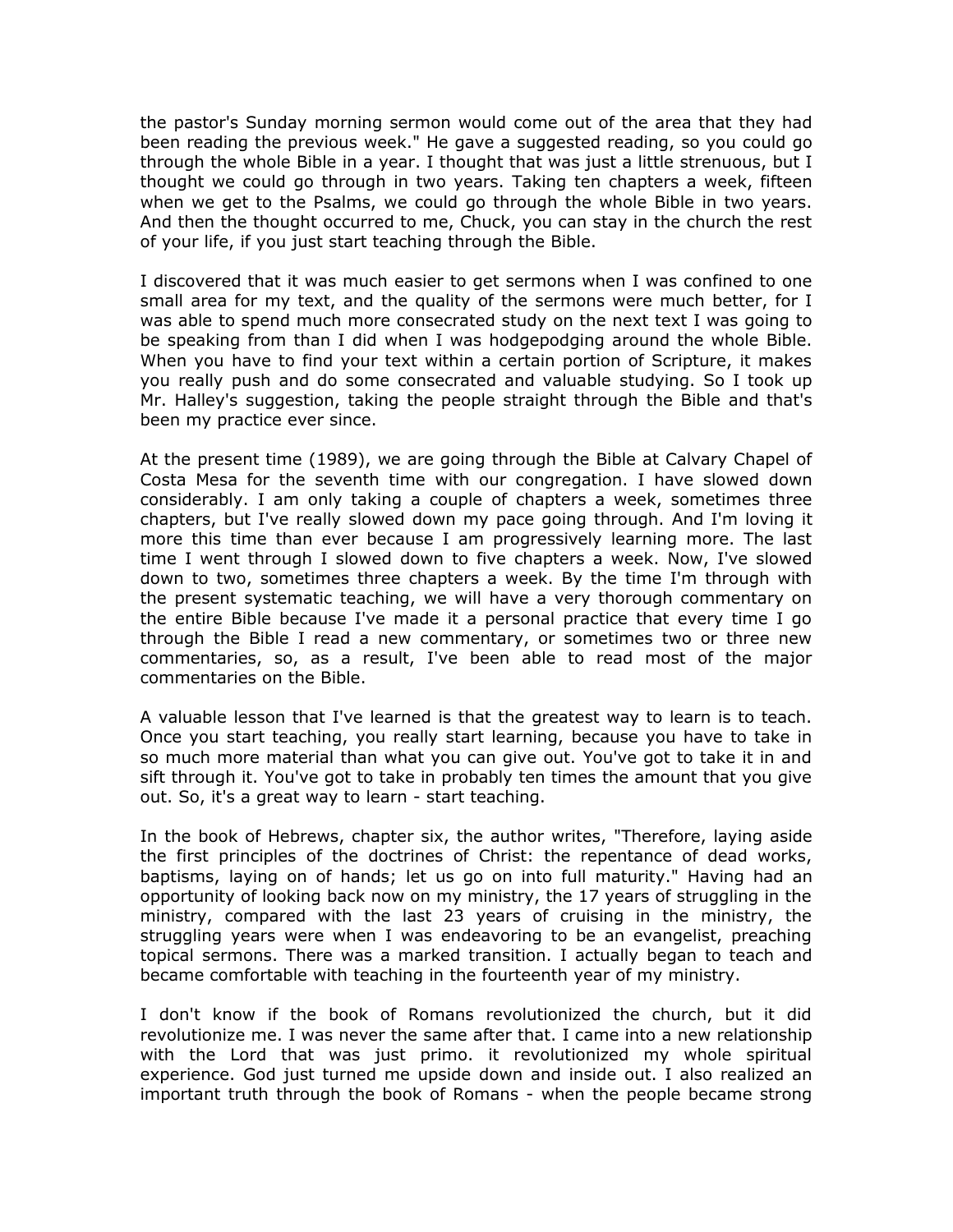the pastor's Sunday morning sermon would come out of the area that they had been reading the previous week." He gave a suggested reading, so you could go through the whole Bible in a year. I thought that was just a little strenuous, but I thought we could go through in two years. Taking ten chapters a week, fifteen when we get to the Psalms, we could go through the whole Bible in two years. And then the thought occurred to me, Chuck, you can stay in the church the rest of your life, if you just start teaching through the Bible.

I discovered that it was much easier to get sermons when I was confined to one small area for my text, and the quality of the sermons were much better, for I was able to spend much more consecrated study on the next text I was going to be speaking from than I did when I was hodgepodging around the whole Bible. When you have to find your text within a certain portion of Scripture, it makes you really push and do some consecrated and valuable studying. So I took up Mr. Halley's suggestion, taking the people straight through the Bible and that's been my practice ever since.

At the present time (1989), we are going through the Bible at Calvary Chapel of Costa Mesa for the seventh time with our congregation. I have slowed down considerably. I am only taking a couple of chapters a week, sometimes three chapters, but I've really slowed down my pace going through. And I'm loving it more this time than ever because I am progressively learning more. The last time I went through I slowed down to five chapters a week. Now, I've slowed down to two, sometimes three chapters a week. By the time I'm through with the present systematic teaching, we will have a very thorough commentary on the entire Bible because I've made it a personal practice that every time I go through the Bible I read a new commentary, or sometimes two or three new commentaries, so, as a result, I've been able to read most of the major commentaries on the Bible.

A valuable lesson that I've learned is that the greatest way to learn is to teach. Once you start teaching, you really start learning, because you have to take in so much more material than what you can give out. You've got to take it in and sift through it. You've got to take in probably ten times the amount that you give out. So, it's a great way to learn - start teaching.

In the book of Hebrews, chapter six, the author writes, "Therefore, laying aside the first principles of the doctrines of Christ: the repentance of dead works, baptisms, laying on of hands; let us go on into full maturity." Having had an opportunity of looking back now on my ministry, the 17 years of struggling in the ministry, compared with the last 23 years of cruising in the ministry, the struggling years were when I was endeavoring to be an evangelist, preaching topical sermons. There was a marked transition. I actually began to teach and became comfortable with teaching in the fourteenth year of my ministry.

I don't know if the book of Romans revolutionized the church, but it did revolutionize me. I was never the same after that. I came into a new relationship with the Lord that was just primo. it revolutionized my whole spiritual experience. God just turned me upside down and inside out. I also realized an important truth through the book of Romans - when the people became strong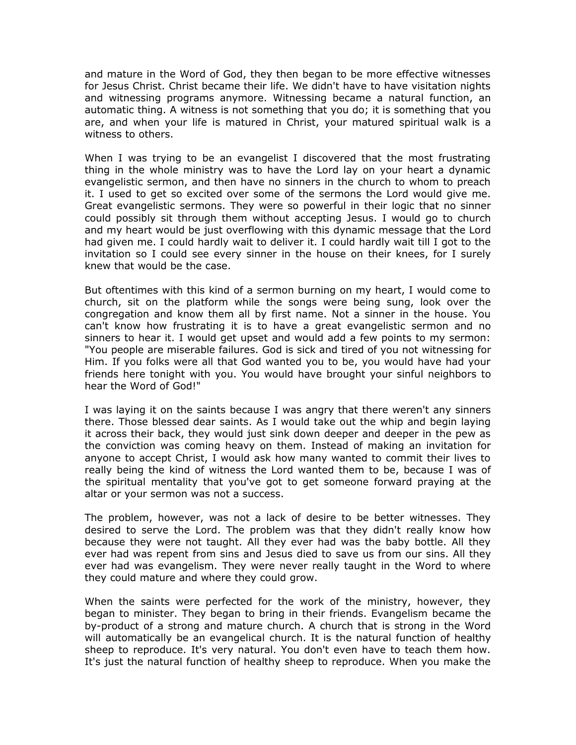and mature in the Word of God, they then began to be more effective witnesses for Jesus Christ. Christ became their life. We didn't have to have visitation nights and witnessing programs anymore. Witnessing became a natural function, an automatic thing. A witness is not something that you do; it is something that you are, and when your life is matured in Christ, your matured spiritual walk is a witness to others.

When I was trying to be an evangelist I discovered that the most frustrating thing in the whole ministry was to have the Lord lay on your heart a dynamic evangelistic sermon, and then have no sinners in the church to whom to preach it. I used to get so excited over some of the sermons the Lord would give me. Great evangelistic sermons. They were so powerful in their logic that no sinner could possibly sit through them without accepting Jesus. I would go to church and my heart would be just overflowing with this dynamic message that the Lord had given me. I could hardly wait to deliver it. I could hardly wait till I got to the invitation so I could see every sinner in the house on their knees, for I surely knew that would be the case.

But oftentimes with this kind of a sermon burning on my heart, I would come to church, sit on the platform while the songs were being sung, look over the congregation and know them all by first name. Not a sinner in the house. You can't know how frustrating it is to have a great evangelistic sermon and no sinners to hear it. I would get upset and would add a few points to my sermon: "You people are miserable failures. God is sick and tired of you not witnessing for Him. If you folks were all that God wanted you to be, you would have had your friends here tonight with you. You would have brought your sinful neighbors to hear the Word of God!"

I was laying it on the saints because I was angry that there weren't any sinners there. Those blessed dear saints. As I would take out the whip and begin laying it across their back, they would just sink down deeper and deeper in the pew as the conviction was coming heavy on them. Instead of making an invitation for anyone to accept Christ, I would ask how many wanted to commit their lives to really being the kind of witness the Lord wanted them to be, because I was of the spiritual mentality that you've got to get someone forward praying at the altar or your sermon was not a success.

The problem, however, was not a lack of desire to be better witnesses. They desired to serve the Lord. The problem was that they didn't really know how because they were not taught. All they ever had was the baby bottle. All they ever had was repent from sins and Jesus died to save us from our sins. All they ever had was evangelism. They were never really taught in the Word to where they could mature and where they could grow.

When the saints were perfected for the work of the ministry, however, they began to minister. They began to bring in their friends. Evangelism became the by-product of a strong and mature church. A church that is strong in the Word will automatically be an evangelical church. It is the natural function of healthy sheep to reproduce. It's very natural. You don't even have to teach them how. It's just the natural function of healthy sheep to reproduce. When you make the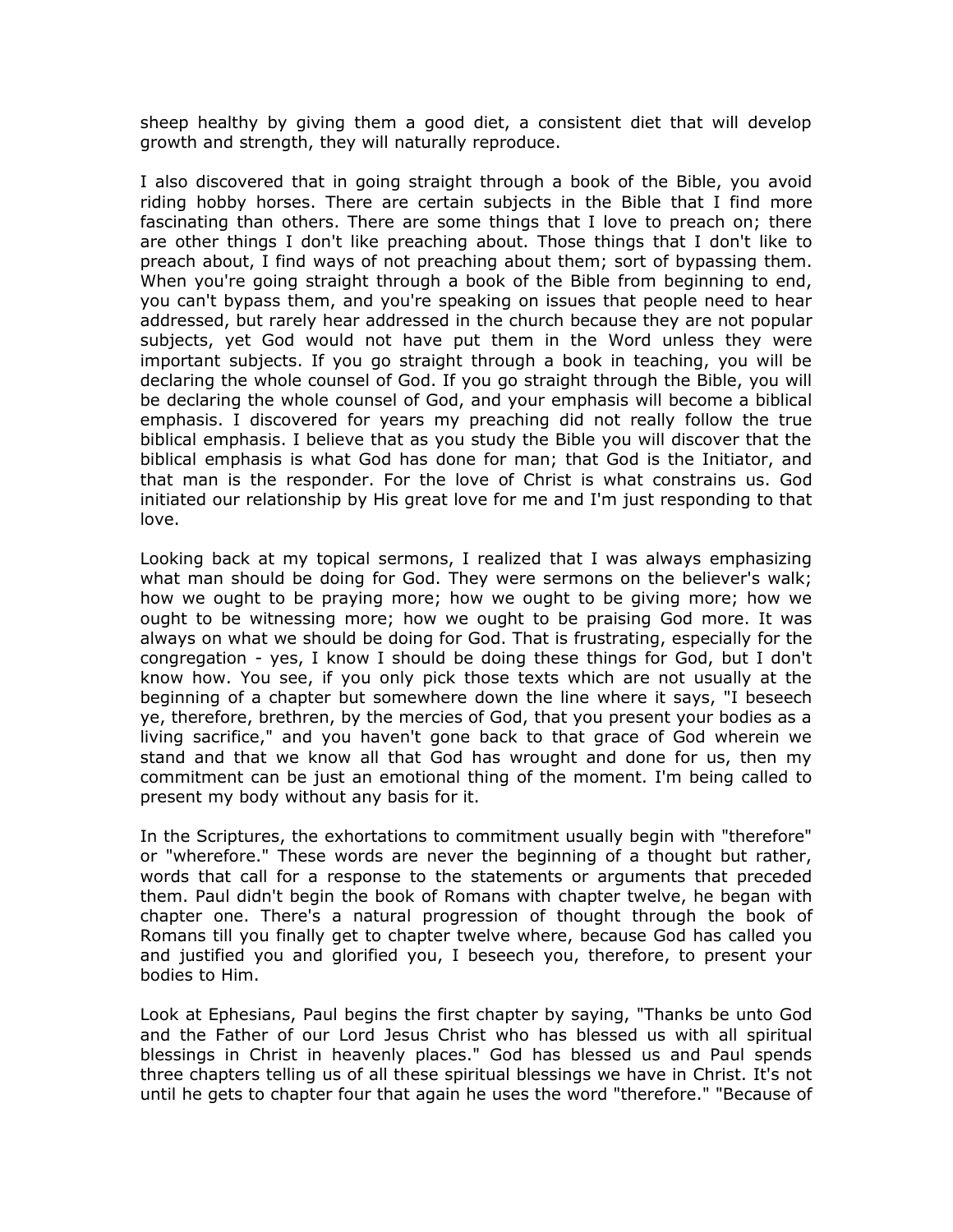sheep healthy by giving them a good diet, a consistent diet that will develop growth and strength, they will naturally reproduce.

I also discovered that in going straight through a book of the Bible, you avoid riding hobby horses. There are certain subjects in the Bible that I find more fascinating than others. There are some things that I love to preach on; there are other things I don't like preaching about. Those things that I don't like to preach about, I find ways of not preaching about them; sort of bypassing them. When you're going straight through a book of the Bible from beginning to end, you can't bypass them, and you're speaking on issues that people need to hear addressed, but rarely hear addressed in the church because they are not popular subjects, yet God would not have put them in the Word unless they were important subjects. If you go straight through a book in teaching, you will be declaring the whole counsel of God. If you go straight through the Bible, you will be declaring the whole counsel of God, and your emphasis will become a biblical emphasis. I discovered for years my preaching did not really follow the true biblical emphasis. I believe that as you study the Bible you will discover that the biblical emphasis is what God has done for man; that God is the Initiator, and that man is the responder. For the love of Christ is what constrains us. God initiated our relationship by His great love for me and I'm just responding to that love.

Looking back at my topical sermons, I realized that I was always emphasizing what man should be doing for God. They were sermons on the believer's walk; how we ought to be praying more; how we ought to be giving more; how we ought to be witnessing more; how we ought to be praising God more. It was always on what we should be doing for God. That is frustrating, especially for the congregation - yes, I know I should be doing these things for God, but I don't know how. You see, if you only pick those texts which are not usually at the beginning of a chapter but somewhere down the line where it says, "I beseech ye, therefore, brethren, by the mercies of God, that you present your bodies as a living sacrifice," and you haven't gone back to that grace of God wherein we stand and that we know all that God has wrought and done for us, then my commitment can be just an emotional thing of the moment. I'm being called to present my body without any basis for it.

In the Scriptures, the exhortations to commitment usually begin with "therefore" or "wherefore." These words are never the beginning of a thought but rather, words that call for a response to the statements or arguments that preceded them. Paul didn't begin the book of Romans with chapter twelve, he began with chapter one. There's a natural progression of thought through the book of Romans till you finally get to chapter twelve where, because God has called you and justified you and glorified you, I beseech you, therefore, to present your bodies to Him.

Look at Ephesians, Paul begins the first chapter by saying, "Thanks be unto God and the Father of our Lord Jesus Christ who has blessed us with all spiritual blessings in Christ in heavenly places." God has blessed us and Paul spends three chapters telling us of all these spiritual blessings we have in Christ. It's not until he gets to chapter four that again he uses the word "therefore." "Because of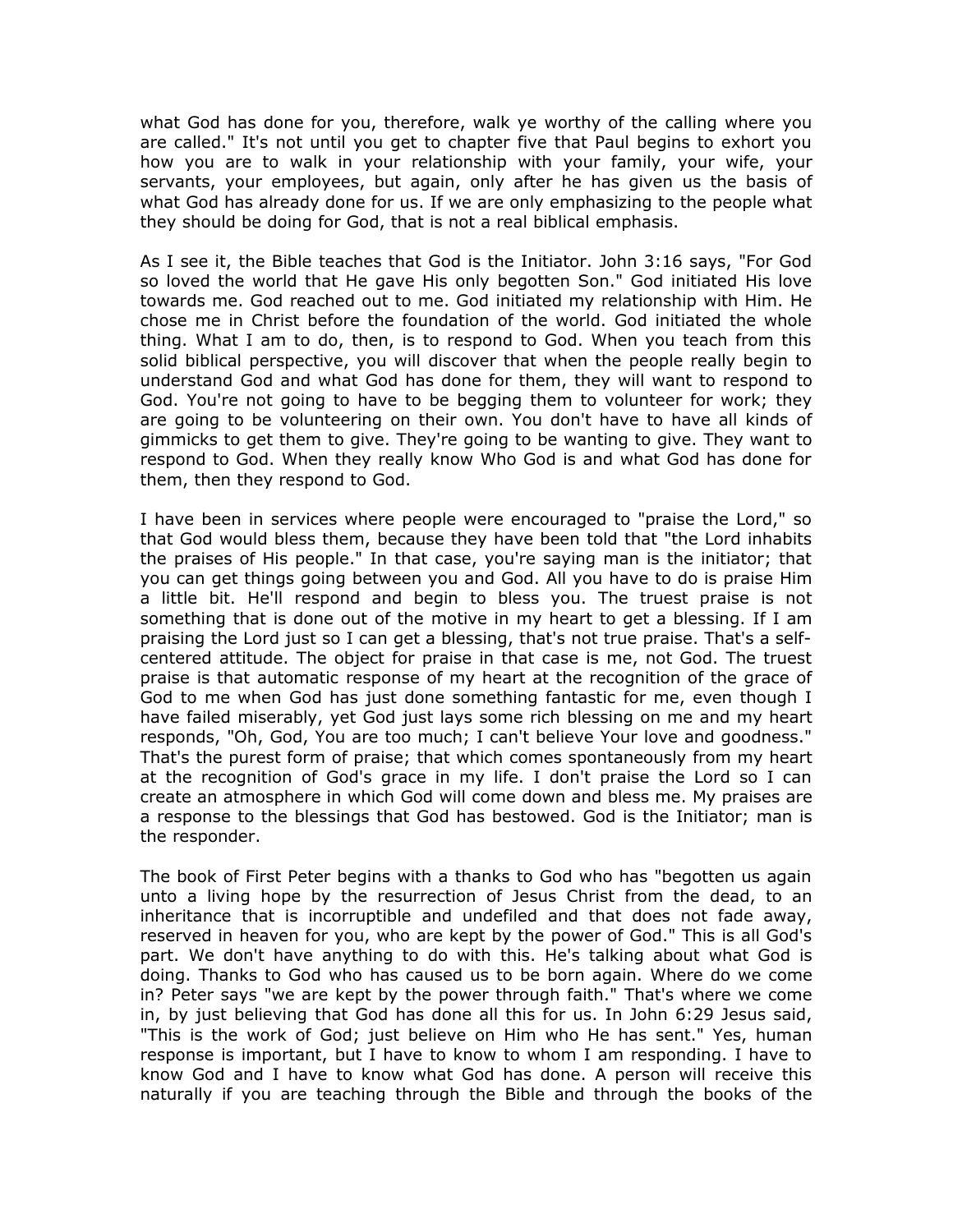what God has done for you, therefore, walk ye worthy of the calling where you are called." It's not until you get to chapter five that Paul begins to exhort you how you are to walk in your relationship with your family, your wife, your servants, your employees, but again, only after he has given us the basis of what God has already done for us. If we are only emphasizing to the people what they should be doing for God, that is not a real biblical emphasis.

As I see it, the Bible teaches that God is the Initiator. John 3:16 says, "For God so loved the world that He gave His only begotten Son." God initiated His love towards me. God reached out to me. God initiated my relationship with Him. He chose me in Christ before the foundation of the world. God initiated the whole thing. What I am to do, then, is to respond to God. When you teach from this solid biblical perspective, you will discover that when the people really begin to understand God and what God has done for them, they will want to respond to God. You're not going to have to be begging them to volunteer for work; they are going to be volunteering on their own. You don't have to have all kinds of gimmicks to get them to give. They're going to be wanting to give. They want to respond to God. When they really know Who God is and what God has done for them, then they respond to God.

I have been in services where people were encouraged to "praise the Lord," so that God would bless them, because they have been told that "the Lord inhabits the praises of His people." In that case, you're saying man is the initiator; that you can get things going between you and God. All you have to do is praise Him a little bit. He'll respond and begin to bless you. The truest praise is not something that is done out of the motive in my heart to get a blessing. If I am praising the Lord just so I can get a blessing, that's not true praise. That's a self-centered attitude. The object for praise in that case is me, not God. The truest praise is that automatic response of my heart at the recognition of the grace of God to me when God has just done something fantastic for me, even though I have failed miserably, yet God just lays some rich blessing on me and my heart responds, "Oh, God, You are too much; I can't believe Your love and goodness." That's the purest form of praise; that which comes spontaneously from my heart at the recognition of God's grace in my life. I don't praise the Lord so I can create an atmosphere in which God will come down and bless me. My praises are a response to the blessings that God has bestowed. God is the Initiator; man is the responder.

The book of First Peter begins with a thanks to God who has "begotten us again unto a living hope by the resurrection of Jesus Christ from the dead, to an inheritance that is incorruptible and undefiled and that does not fade away, reserved in heaven for you, who are kept by the power of God." This is all God's part. We don't have anything to do with this. He's talking about what God is doing. Thanks to God who has caused us to be born again. Where do we come in? Peter says "we are kept by the power through faith." That's where we come in, by just believing that God has done all this for us. In John 6:29 Jesus said, "This is the work of God; just believe on Him who He has sent." Yes, human response is important, but I have to know to whom I am responding. I have to know God and I have to know what God has done. A person will receive this naturally if you are teaching through the Bible and through the books of the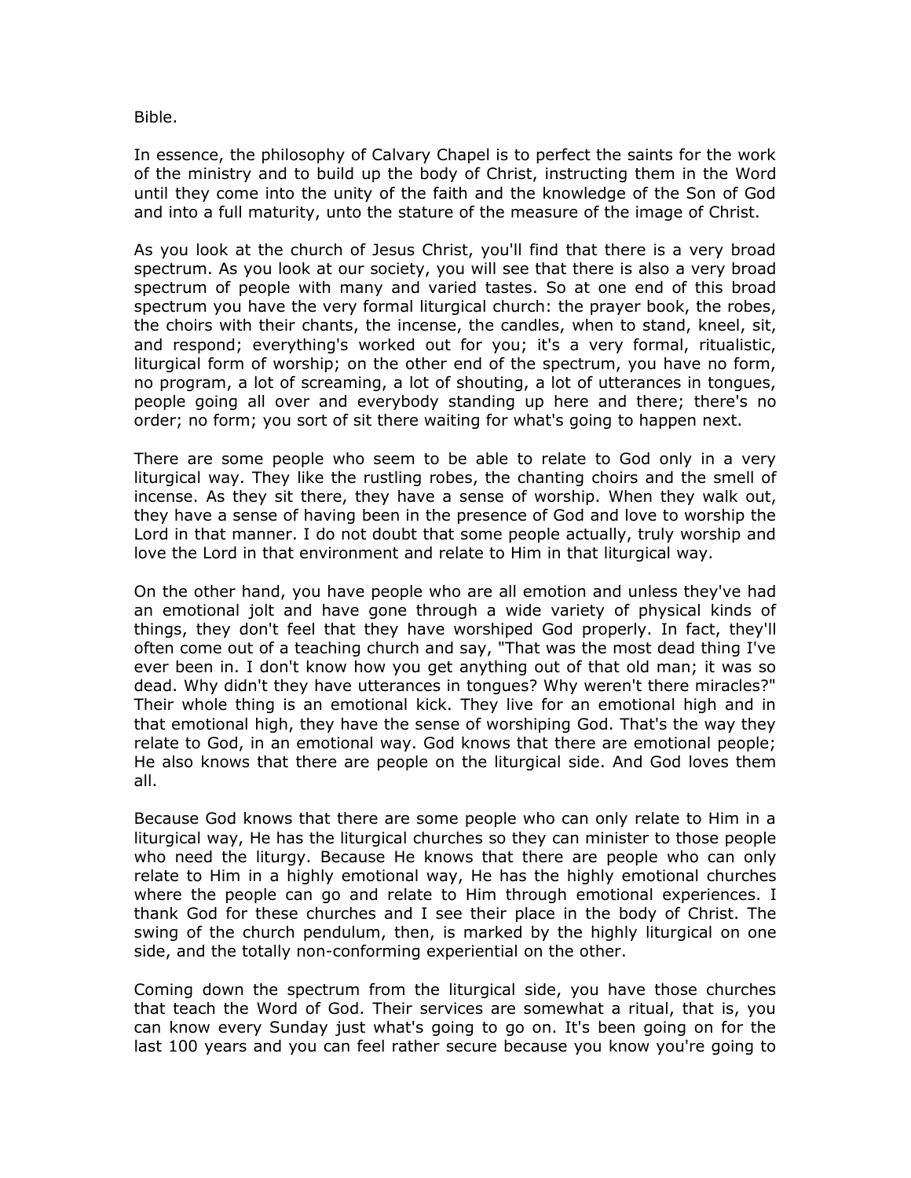Bible.

In essence, the philosophy of Calvary Chapel is to perfect the saints for the work of the ministry and to build up the body of Christ, instructing them in the Word until they come into the unity of the faith and the knowledge of the Son of God and into a full maturity, unto the stature of the measure of the image of Christ.

As you look at the church of Jesus Christ, you'll find that there is a very broad spectrum. As you look at our society, you will see that there is also a very broad spectrum of people with many and varied tastes. So at one end of this broad spectrum you have the very formal liturgical church: the prayer book, the robes, the choirs with their chants, the incense, the candles, when to stand, kneel, sit, and respond; everything's worked out for you; it's a very formal, ritualistic, liturgical form of worship; on the other end of the spectrum, you have no form, no program, a lot of screaming, a lot of shouting, a lot of utterances in tongues, people going all over and everybody standing up here and there; there's no order; no form; you sort of sit there waiting for what's going to happen next.

There are some people who seem to be able to relate to God only in a very liturgical way. They like the rustling robes, the chanting choirs and the smell of incense. As they sit there, they have a sense of worship. When they walk out, they have a sense of having been in the presence of God and love to worship the Lord in that manner. I do not doubt that some people actually, truly worship and love the Lord in that environment and relate to Him in that liturgical way.

On the other hand, you have people who are all emotion and unless they've had an emotional jolt and have gone through a wide variety of physical kinds of things, they don't feel that they have worshiped God properly. In fact, they'll often come out of a teaching church and say, "That was the most dead thing I've ever been in. I don't know how you get anything out of that old man; it was so dead. Why didn't they have utterances in tongues? Why weren't there miracles?" Their whole thing is an emotional kick. They live for an emotional high and in that emotional high, they have the sense of worshiping God. That's the way they relate to God, in an emotional way. God knows that there are emotional people; He also knows that there are people on the liturgical side. And God loves them all.

Because God knows that there are some people who can only relate to Him in a liturgical way, He has the liturgical churches so they can minister to those people who need the liturgy. Because He knows that there are people who can only relate to Him in a highly emotional way, He has the highly emotional churches where the people can go and relate to Him through emotional experiences. I thank God for these churches and I see their place in the body of Christ. The swing of the church pendulum, then, is marked by the highly liturgical on one side, and the totally non-conforming experiential on the other.

Coming down the spectrum from the liturgical side, you have those churches that teach the Word of God. Their services are somewhat a ritual, that is, you can know every Sunday just what's going to go on. It's been going on for the last 100 years and you can feel rather secure because you know you're going to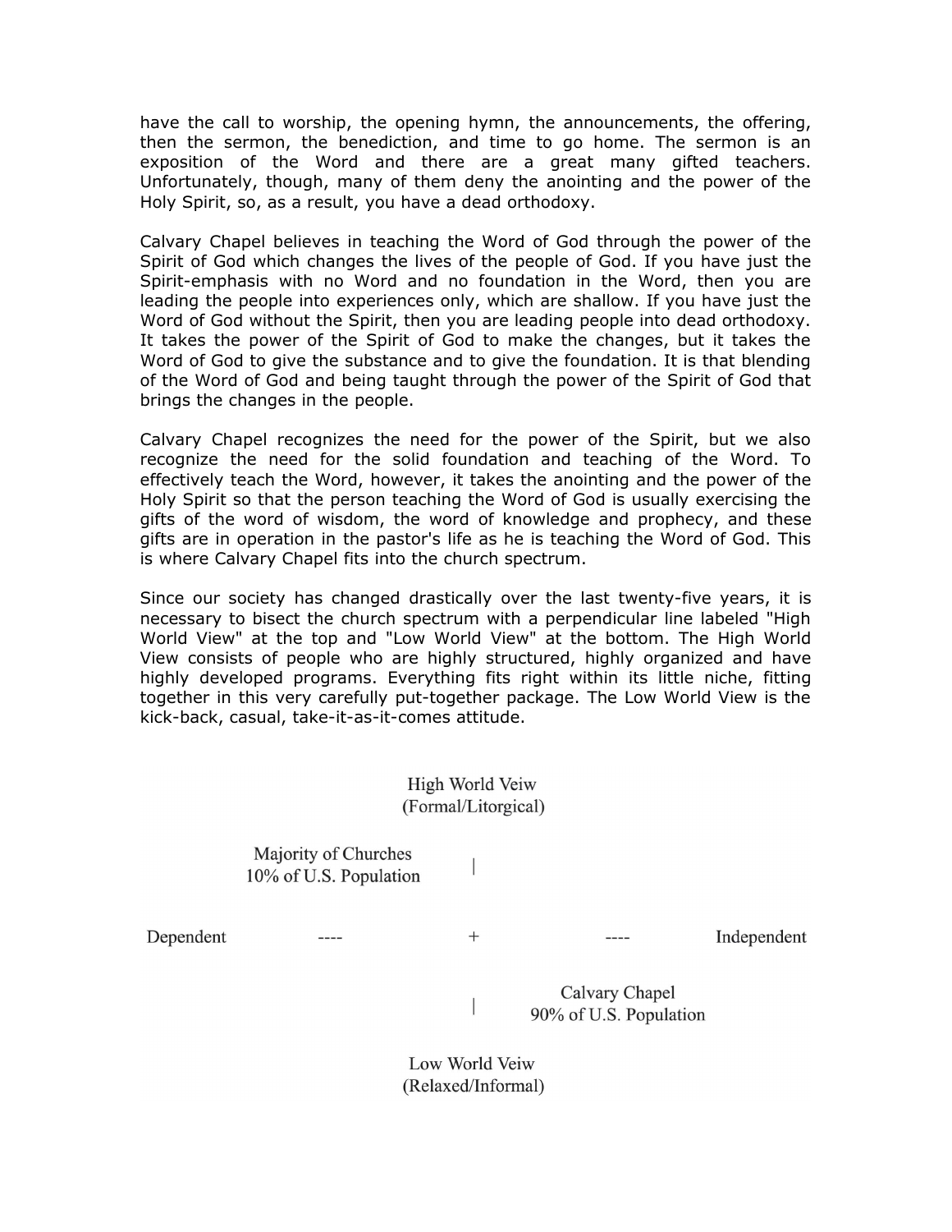have the call to worship, the opening hymn, the announcements, the offering, then the sermon, the benediction, and time to go home. The sermon is an exposition of the Word and there are a great many gifted teachers. Unfortunately, though, many of them deny the anointing and the power of the Holy Spirit, so, as a result, you have a dead orthodoxy.

Calvary Chapel believes in teaching the Word of God through the power of the Spirit of God which changes the lives of the people of God. If you have just the Spirit-emphasis with no Word and no foundation in the Word, then you are leading the people into experiences only, which are shallow. If you have just the Word of God without the Spirit, then you are leading people into dead orthodoxy. It takes the power of the Spirit of God to make the changes, but it takes the Word of God to give the substance and to give the foundation. It is that blending of the Word of God and being taught through the power of the Spirit of God that brings the changes in the people.

Calvary Chapel recognizes the need for the power of the Spirit, but we also recognize the need for the solid foundation and teaching of the Word. To effectively teach the Word, however, it takes the anointing and the power of the Holy Spirit so that the person teaching the Word of God is usually exercising the gifts of the word of wisdom, the word of knowledge and prophecy, and these gifts are in operation in the pastor's life as he is teaching the Word of God. This is where Calvary Chapel fits into the church spectrum.

Since our society has changed drastically over the last twenty-five years, it is necessary to bisect the church spectrum with a perpendicular line labeled "High World View" at the top and "Low World View" at the bottom. The High World View consists of people who are highly structured, highly organized and have highly developed programs. Everything fits right within its little niche, fitting together in this very carefully put-together package. The Low World View is the kick-back, casual, take-it-as-it-comes attitude.

```
                         High World Veiw
                        (Formal/Litorgical)

        Majority of Churches
       10% of U.S. Population     |

Dependent         ----            +            ----         Independent

                                  |        Calvary Chapel
                                       90% of U.S. Population

                          Low World Veiw
                         (Relaxed/Informal)
```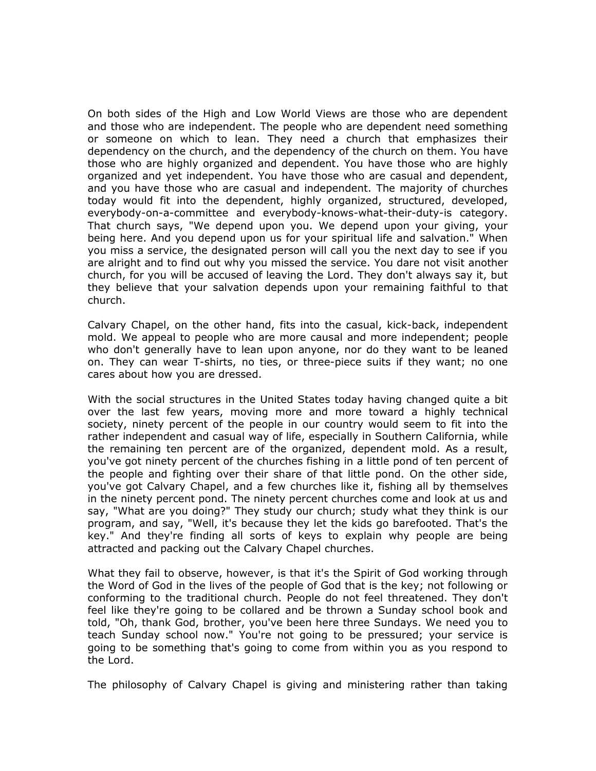On both sides of the High and Low World Views are those who are dependent and those who are independent. The people who are dependent need something or someone on which to lean. They need a church that emphasizes their dependency on the church, and the dependency of the church on them. You have those who are highly organized and dependent. You have those who are highly organized and yet independent. You have those who are casual and dependent, and you have those who are casual and independent. The majority of churches today would fit into the dependent, highly organized, structured, developed, everybody-on-a-committee and everybody-knows-what-their-duty-is category. That church says, "We depend upon you. We depend upon your giving, your being here. And you depend upon us for your spiritual life and salvation." When you miss a service, the designated person will call you the next day to see if you are alright and to find out why you missed the service. You dare not visit another church, for you will be accused of leaving the Lord. They don't always say it, but they believe that your salvation depends upon your remaining faithful to that church.

Calvary Chapel, on the other hand, fits into the casual, kick-back, independent mold. We appeal to people who are more causal and more independent; people who don't generally have to lean upon anyone, nor do they want to be leaned on. They can wear T-shirts, no ties, or three-piece suits if they want; no one cares about how you are dressed.

With the social structures in the United States today having changed quite a bit over the last few years, moving more and more toward a highly technical society, ninety percent of the people in our country would seem to fit into the rather independent and casual way of life, especially in Southern California, while the remaining ten percent are of the organized, dependent mold. As a result, you've got ninety percent of the churches fishing in a little pond of ten percent of the people and fighting over their share of that little pond. On the other side, you've got Calvary Chapel, and a few churches like it, fishing all by themselves in the ninety percent pond. The ninety percent churches come and look at us and say, "What are you doing?" They study our church; study what they think is our program, and say, "Well, it's because they let the kids go barefooted. That's the key." And they're finding all sorts of keys to explain why people are being attracted and packing out the Calvary Chapel churches.

What they fail to observe, however, is that it's the Spirit of God working through the Word of God in the lives of the people of God that is the key; not following or conforming to the traditional church. People do not feel threatened. They don't feel like they're going to be collared and be thrown a Sunday school book and told, "Oh, thank God, brother, you've been here three Sundays. We need you to teach Sunday school now." You're not going to be pressured; your service is going to be something that's going to come from within you as you respond to the Lord.

The philosophy of Calvary Chapel is giving and ministering rather than taking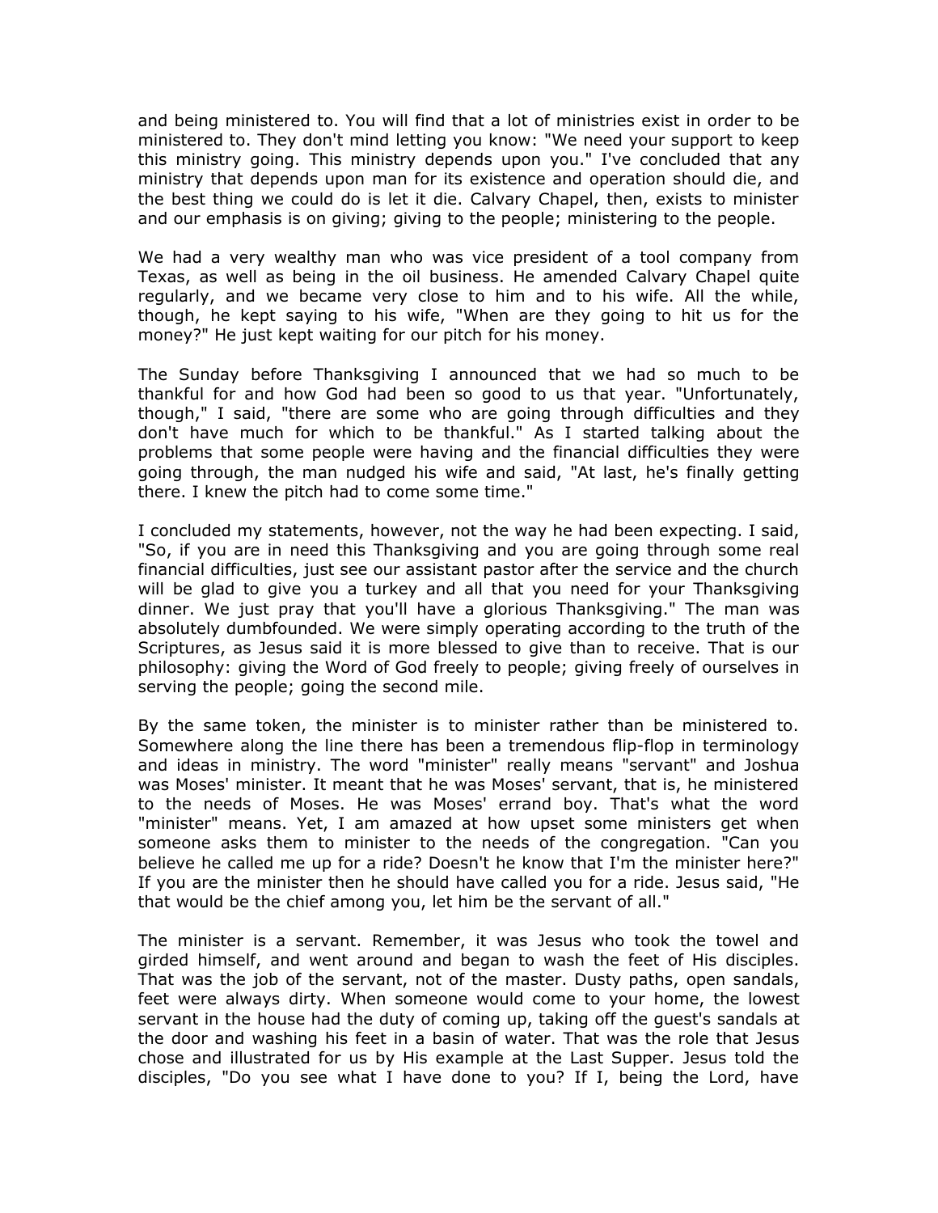and being ministered to. You will find that a lot of ministries exist in order to be ministered to. They don't mind letting you know: "We need your support to keep this ministry going. This ministry depends upon you." I've concluded that any ministry that depends upon man for its existence and operation should die, and the best thing we could do is let it die. Calvary Chapel, then, exists to minister and our emphasis is on giving; giving to the people; ministering to the people.

We had a very wealthy man who was vice president of a tool company from Texas, as well as being in the oil business. He amended Calvary Chapel quite regularly, and we became very close to him and to his wife. All the while, though, he kept saying to his wife, "When are they going to hit us for the money?" He just kept waiting for our pitch for his money.

The Sunday before Thanksgiving I announced that we had so much to be thankful for and how God had been so good to us that year. "Unfortunately, though," I said, "there are some who are going through difficulties and they don't have much for which to be thankful." As I started talking about the problems that some people were having and the financial difficulties they were going through, the man nudged his wife and said, "At last, he's finally getting there. I knew the pitch had to come some time."

I concluded my statements, however, not the way he had been expecting. I said, "So, if you are in need this Thanksgiving and you are going through some real financial difficulties, just see our assistant pastor after the service and the church will be glad to give you a turkey and all that you need for your Thanksgiving dinner. We just pray that you'll have a glorious Thanksgiving." The man was absolutely dumbfounded. We were simply operating according to the truth of the Scriptures, as Jesus said it is more blessed to give than to receive. That is our philosophy: giving the Word of God freely to people; giving freely of ourselves in serving the people; going the second mile.

By the same token, the minister is to minister rather than be ministered to. Somewhere along the line there has been a tremendous flip-flop in terminology and ideas in ministry. The word "minister" really means "servant" and Joshua was Moses' minister. It meant that he was Moses' servant, that is, he ministered to the needs of Moses. He was Moses' errand boy. That's what the word "minister" means. Yet, I am amazed at how upset some ministers get when someone asks them to minister to the needs of the congregation. "Can you believe he called me up for a ride? Doesn't he know that I'm the minister here?" If you are the minister then he should have called you for a ride. Jesus said, "He that would be the chief among you, let him be the servant of all."

The minister is a servant. Remember, it was Jesus who took the towel and girded himself, and went around and began to wash the feet of His disciples. That was the job of the servant, not of the master. Dusty paths, open sandals, feet were always dirty. When someone would come to your home, the lowest servant in the house had the duty of coming up, taking off the guest's sandals at the door and washing his feet in a basin of water. That was the role that Jesus chose and illustrated for us by His example at the Last Supper. Jesus told the disciples, "Do you see what I have done to you? If I, being the Lord, have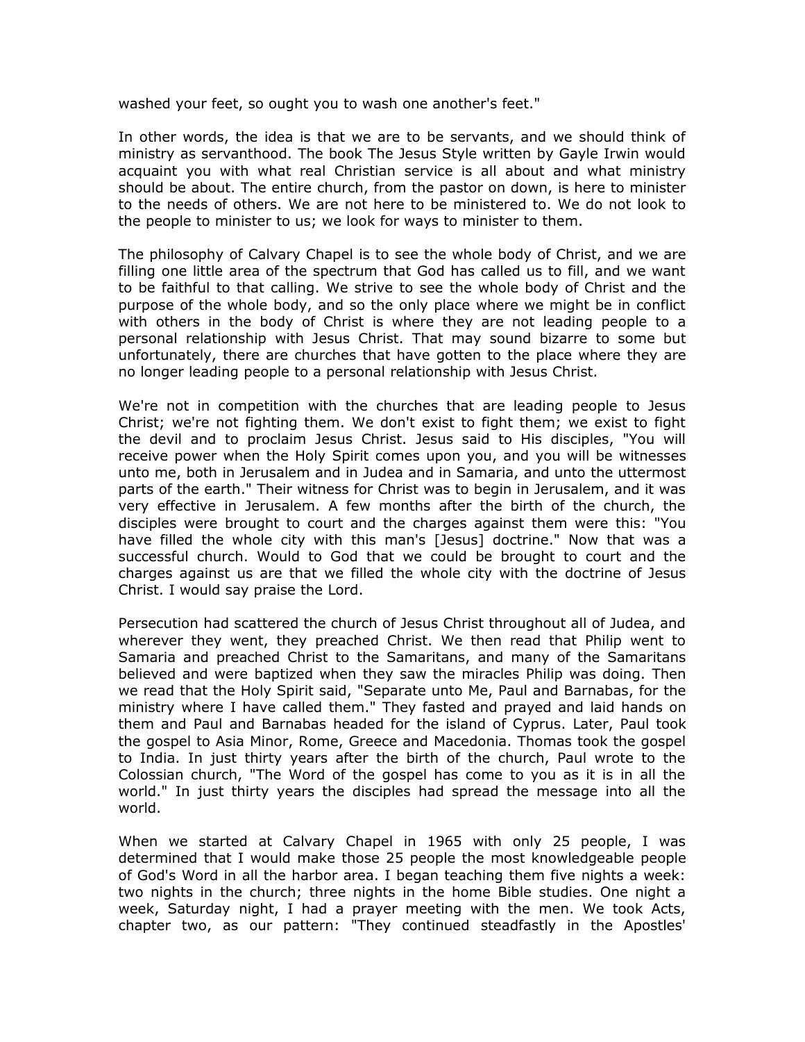washed your feet, so ought you to wash one another's feet."

In other words, the idea is that we are to be servants, and we should think of ministry as servanthood. The book The Jesus Style written by Gayle Irwin would acquaint you with what real Christian service is all about and what ministry should be about. The entire church, from the pastor on down, is here to minister to the needs of others. We are not here to be ministered to. We do not look to the people to minister to us; we look for ways to minister to them.

The philosophy of Calvary Chapel is to see the whole body of Christ, and we are filling one little area of the spectrum that God has called us to fill, and we want to be faithful to that calling. We strive to see the whole body of Christ and the purpose of the whole body, and so the only place where we might be in conflict with others in the body of Christ is where they are not leading people to a personal relationship with Jesus Christ. That may sound bizarre to some but unfortunately, there are churches that have gotten to the place where they are no longer leading people to a personal relationship with Jesus Christ.

We're not in competition with the churches that are leading people to Jesus Christ; we're not fighting them. We don't exist to fight them; we exist to fight the devil and to proclaim Jesus Christ. Jesus said to His disciples, "You will receive power when the Holy Spirit comes upon you, and you will be witnesses unto me, both in Jerusalem and in Judea and in Samaria, and unto the uttermost parts of the earth." Their witness for Christ was to begin in Jerusalem, and it was very effective in Jerusalem. A few months after the birth of the church, the disciples were brought to court and the charges against them were this: "You have filled the whole city with this man's [Jesus] doctrine." Now that was a successful church. Would to God that we could be brought to court and the charges against us are that we filled the whole city with the doctrine of Jesus Christ. I would say praise the Lord.

Persecution had scattered the church of Jesus Christ throughout all of Judea, and wherever they went, they preached Christ. We then read that Philip went to Samaria and preached Christ to the Samaritans, and many of the Samaritans believed and were baptized when they saw the miracles Philip was doing. Then we read that the Holy Spirit said, "Separate unto Me, Paul and Barnabas, for the ministry where I have called them." They fasted and prayed and laid hands on them and Paul and Barnabas headed for the island of Cyprus. Later, Paul took the gospel to Asia Minor, Rome, Greece and Macedonia. Thomas took the gospel to India. In just thirty years after the birth of the church, Paul wrote to the Colossian church, "The Word of the gospel has come to you as it is in all the world." In just thirty years the disciples had spread the message into all the world.

When we started at Calvary Chapel in 1965 with only 25 people, I was determined that I would make those 25 people the most knowledgeable people of God's Word in all the harbor area. I began teaching them five nights a week: two nights in the church; three nights in the home Bible studies. One night a week, Saturday night, I had a prayer meeting with the men. We took Acts, chapter two, as our pattern: "They continued steadfastly in the Apostles'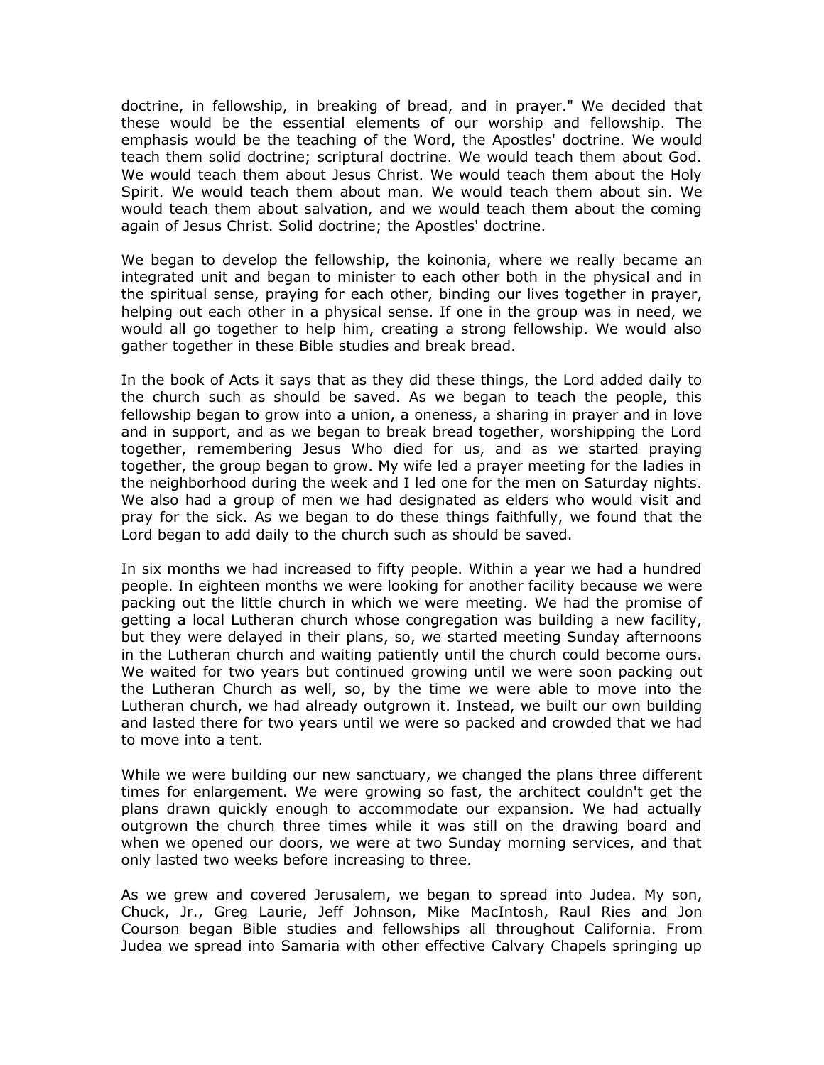doctrine, in fellowship, in breaking of bread, and in prayer." We decided that these would be the essential elements of our worship and fellowship. The emphasis would be the teaching of the Word, the Apostles' doctrine. We would teach them solid doctrine; scriptural doctrine. We would teach them about God. We would teach them about Jesus Christ. We would teach them about the Holy Spirit. We would teach them about man. We would teach them about sin. We would teach them about salvation, and we would teach them about the coming again of Jesus Christ. Solid doctrine; the Apostles' doctrine.

We began to develop the fellowship, the koinonia, where we really became an integrated unit and began to minister to each other both in the physical and in the spiritual sense, praying for each other, binding our lives together in prayer, helping out each other in a physical sense. If one in the group was in need, we would all go together to help him, creating a strong fellowship. We would also gather together in these Bible studies and break bread.

In the book of Acts it says that as they did these things, the Lord added daily to the church such as should be saved. As we began to teach the people, this fellowship began to grow into a union, a oneness, a sharing in prayer and in love and in support, and as we began to break bread together, worshipping the Lord together, remembering Jesus Who died for us, and as we started praying together, the group began to grow. My wife led a prayer meeting for the ladies in the neighborhood during the week and I led one for the men on Saturday nights. We also had a group of men we had designated as elders who would visit and pray for the sick. As we began to do these things faithfully, we found that the Lord began to add daily to the church such as should be saved.

In six months we had increased to fifty people. Within a year we had a hundred people. In eighteen months we were looking for another facility because we were packing out the little church in which we were meeting. We had the promise of getting a local Lutheran church whose congregation was building a new facility, but they were delayed in their plans, so, we started meeting Sunday afternoons in the Lutheran church and waiting patiently until the church could become ours. We waited for two years but continued growing until we were soon packing out the Lutheran Church as well, so, by the time we were able to move into the Lutheran church, we had already outgrown it. Instead, we built our own building and lasted there for two years until we were so packed and crowded that we had to move into a tent.

While we were building our new sanctuary, we changed the plans three different times for enlargement. We were growing so fast, the architect couldn't get the plans drawn quickly enough to accommodate our expansion. We had actually outgrown the church three times while it was still on the drawing board and when we opened our doors, we were at two Sunday morning services, and that only lasted two weeks before increasing to three.

As we grew and covered Jerusalem, we began to spread into Judea. My son, Chuck, Jr., Greg Laurie, Jeff Johnson, Mike MacIntosh, Raul Ries and Jon Courson began Bible studies and fellowships all throughout California. From Judea we spread into Samaria with other effective Calvary Chapels springing up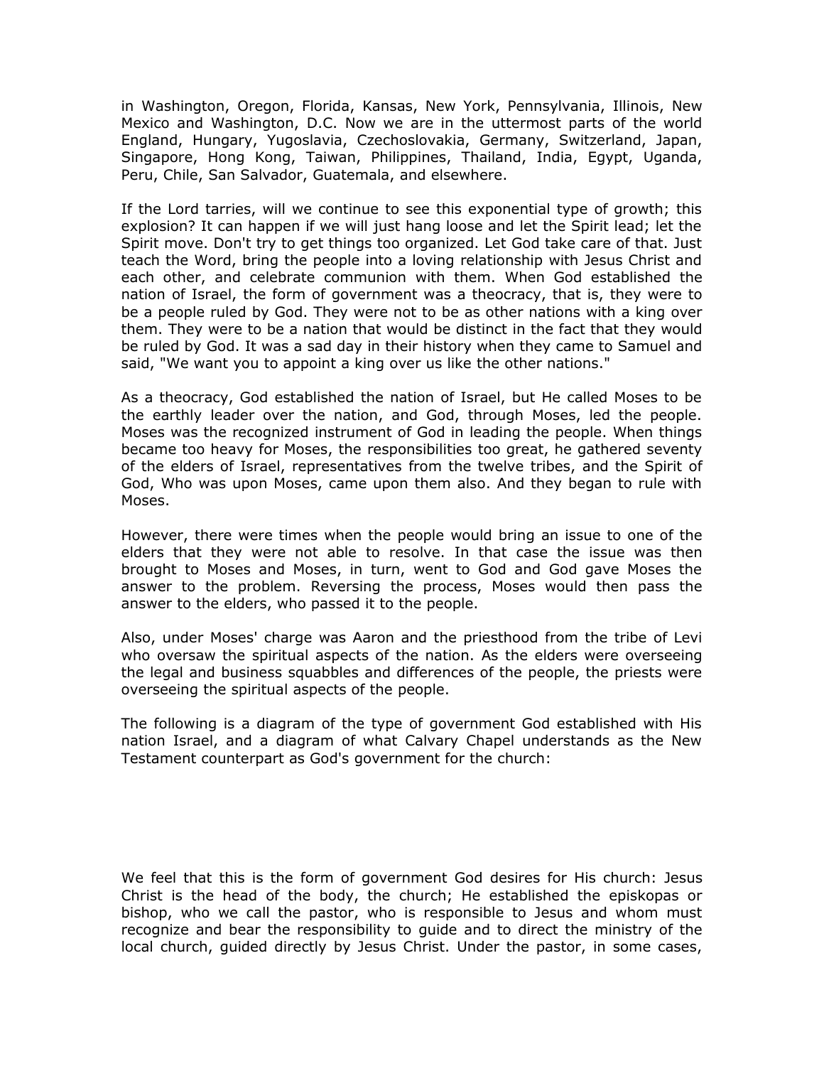in Washington, Oregon, Florida, Kansas, New York, Pennsylvania, Illinois, New Mexico and Washington, D.C. Now we are in the uttermost parts of the world England, Hungary, Yugoslavia, Czechoslovakia, Germany, Switzerland, Japan, Singapore, Hong Kong, Taiwan, Philippines, Thailand, India, Egypt, Uganda, Peru, Chile, San Salvador, Guatemala, and elsewhere.

If the Lord tarries, will we continue to see this exponential type of growth; this explosion? It can happen if we will just hang loose and let the Spirit lead; let the Spirit move. Don't try to get things too organized. Let God take care of that. Just teach the Word, bring the people into a loving relationship with Jesus Christ and each other, and celebrate communion with them. When God established the nation of Israel, the form of government was a theocracy, that is, they were to be a people ruled by God. They were not to be as other nations with a king over them. They were to be a nation that would be distinct in the fact that they would be ruled by God. It was a sad day in their history when they came to Samuel and said, "We want you to appoint a king over us like the other nations."

As a theocracy, God established the nation of Israel, but He called Moses to be the earthly leader over the nation, and God, through Moses, led the people. Moses was the recognized instrument of God in leading the people. When things became too heavy for Moses, the responsibilities too great, he gathered seventy of the elders of Israel, representatives from the twelve tribes, and the Spirit of God, Who was upon Moses, came upon them also. And they began to rule with Moses.

However, there were times when the people would bring an issue to one of the elders that they were not able to resolve. In that case the issue was then brought to Moses and Moses, in turn, went to God and God gave Moses the answer to the problem. Reversing the process, Moses would then pass the answer to the elders, who passed it to the people.

Also, under Moses' charge was Aaron and the priesthood from the tribe of Levi who oversaw the spiritual aspects of the nation. As the elders were overseeing the legal and business squabbles and differences of the people, the priests were overseeing the spiritual aspects of the people.

The following is a diagram of the type of government God established with His nation Israel, and a diagram of what Calvary Chapel understands as the New Testament counterpart as God's government for the church:

We feel that this is the form of government God desires for His church: Jesus Christ is the head of the body, the church; He established the episkopas or bishop, who we call the pastor, who is responsible to Jesus and whom must recognize and bear the responsibility to guide and to direct the ministry of the local church, guided directly by Jesus Christ. Under the pastor, in some cases,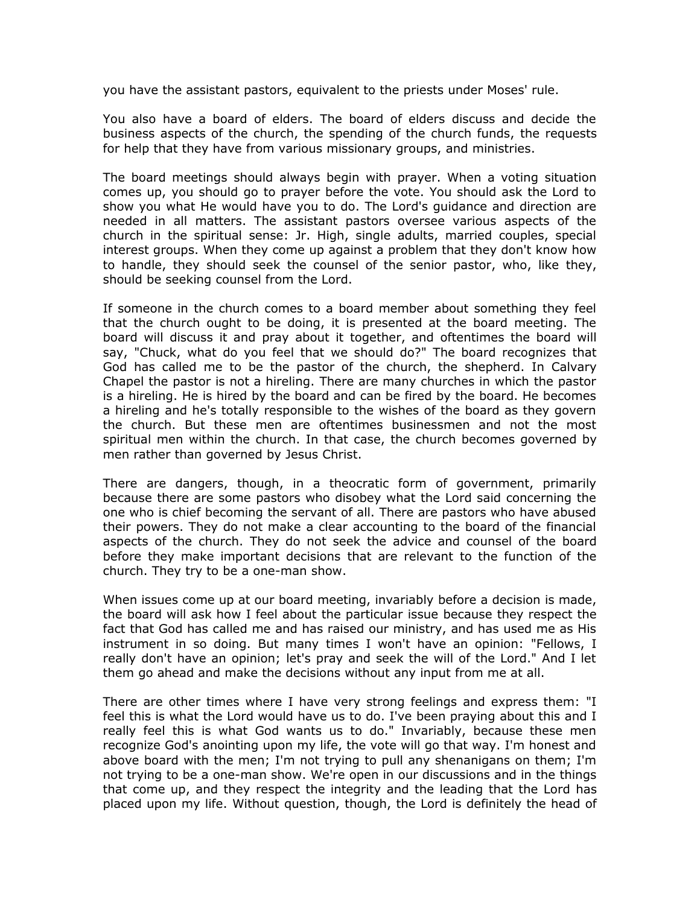you have the assistant pastors, equivalent to the priests under Moses' rule.

You also have a board of elders. The board of elders discuss and decide the business aspects of the church, the spending of the church funds, the requests for help that they have from various missionary groups, and ministries.

The board meetings should always begin with prayer. When a voting situation comes up, you should go to prayer before the vote. You should ask the Lord to show you what He would have you to do. The Lord's guidance and direction are needed in all matters. The assistant pastors oversee various aspects of the church in the spiritual sense: Jr. High, single adults, married couples, special interest groups. When they come up against a problem that they don't know how to handle, they should seek the counsel of the senior pastor, who, like they, should be seeking counsel from the Lord.

If someone in the church comes to a board member about something they feel that the church ought to be doing, it is presented at the board meeting. The board will discuss it and pray about it together, and oftentimes the board will say, "Chuck, what do you feel that we should do?" The board recognizes that God has called me to be the pastor of the church, the shepherd. In Calvary Chapel the pastor is not a hireling. There are many churches in which the pastor is a hireling. He is hired by the board and can be fired by the board. He becomes a hireling and he's totally responsible to the wishes of the board as they govern the church. But these men are oftentimes businessmen and not the most spiritual men within the church. In that case, the church becomes governed by men rather than governed by Jesus Christ.

There are dangers, though, in a theocratic form of government, primarily because there are some pastors who disobey what the Lord said concerning the one who is chief becoming the servant of all. There are pastors who have abused their powers. They do not make a clear accounting to the board of the financial aspects of the church. They do not seek the advice and counsel of the board before they make important decisions that are relevant to the function of the church. They try to be a one-man show.

When issues come up at our board meeting, invariably before a decision is made, the board will ask how I feel about the particular issue because they respect the fact that God has called me and has raised our ministry, and has used me as His instrument in so doing. But many times I won't have an opinion: "Fellows, I really don't have an opinion; let's pray and seek the will of the Lord." And I let them go ahead and make the decisions without any input from me at all.

There are other times where I have very strong feelings and express them: "I feel this is what the Lord would have us to do. I've been praying about this and I really feel this is what God wants us to do." Invariably, because these men recognize God's anointing upon my life, the vote will go that way. I'm honest and above board with the men; I'm not trying to pull any shenanigans on them; I'm not trying to be a one-man show. We're open in our discussions and in the things that come up, and they respect the integrity and the leading that the Lord has placed upon my life. Without question, though, the Lord is definitely the head of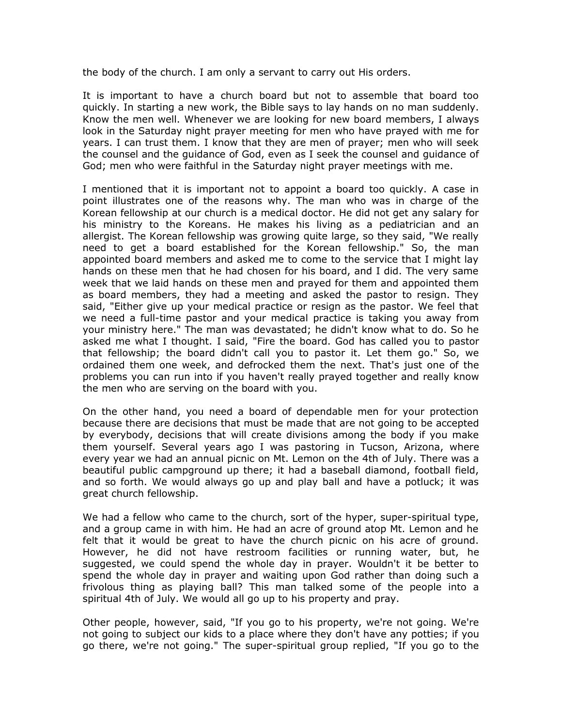the body of the church. I am only a servant to carry out His orders.

It is important to have a church board but not to assemble that board too quickly. In starting a new work, the Bible says to lay hands on no man suddenly. Know the men well. Whenever we are looking for new board members, I always look in the Saturday night prayer meeting for men who have prayed with me for years. I can trust them. I know that they are men of prayer; men who will seek the counsel and the guidance of God, even as I seek the counsel and guidance of God; men who were faithful in the Saturday night prayer meetings with me.

I mentioned that it is important not to appoint a board too quickly. A case in point illustrates one of the reasons why. The man who was in charge of the Korean fellowship at our church is a medical doctor. He did not get any salary for his ministry to the Koreans. He makes his living as a pediatrician and an allergist. The Korean fellowship was growing quite large, so they said, "We really need to get a board established for the Korean fellowship." So, the man appointed board members and asked me to come to the service that I might lay hands on these men that he had chosen for his board, and I did. The very same week that we laid hands on these men and prayed for them and appointed them as board members, they had a meeting and asked the pastor to resign. They said, "Either give up your medical practice or resign as the pastor. We feel that we need a full-time pastor and your medical practice is taking you away from your ministry here." The man was devastated; he didn't know what to do. So he asked me what I thought. I said, "Fire the board. God has called you to pastor that fellowship; the board didn't call you to pastor it. Let them go." So, we ordained them one week, and defrocked them the next. That's just one of the problems you can run into if you haven't really prayed together and really know the men who are serving on the board with you.

On the other hand, you need a board of dependable men for your protection because there are decisions that must be made that are not going to be accepted by everybody, decisions that will create divisions among the body if you make them yourself. Several years ago I was pastoring in Tucson, Arizona, where every year we had an annual picnic on Mt. Lemon on the 4th of July. There was a beautiful public campground up there; it had a baseball diamond, football field, and so forth. We would always go up and play ball and have a potluck; it was great church fellowship.

We had a fellow who came to the church, sort of the hyper, super-spiritual type, and a group came in with him. He had an acre of ground atop Mt. Lemon and he felt that it would be great to have the church picnic on his acre of ground. However, he did not have restroom facilities or running water, but, he suggested, we could spend the whole day in prayer. Wouldn't it be better to spend the whole day in prayer and waiting upon God rather than doing such a frivolous thing as playing ball? This man talked some of the people into a spiritual 4th of July. We would all go up to his property and pray.

Other people, however, said, "If you go to his property, we're not going. We're not going to subject our kids to a place where they don't have any potties; if you go there, we're not going." The super-spiritual group replied, "If you go to the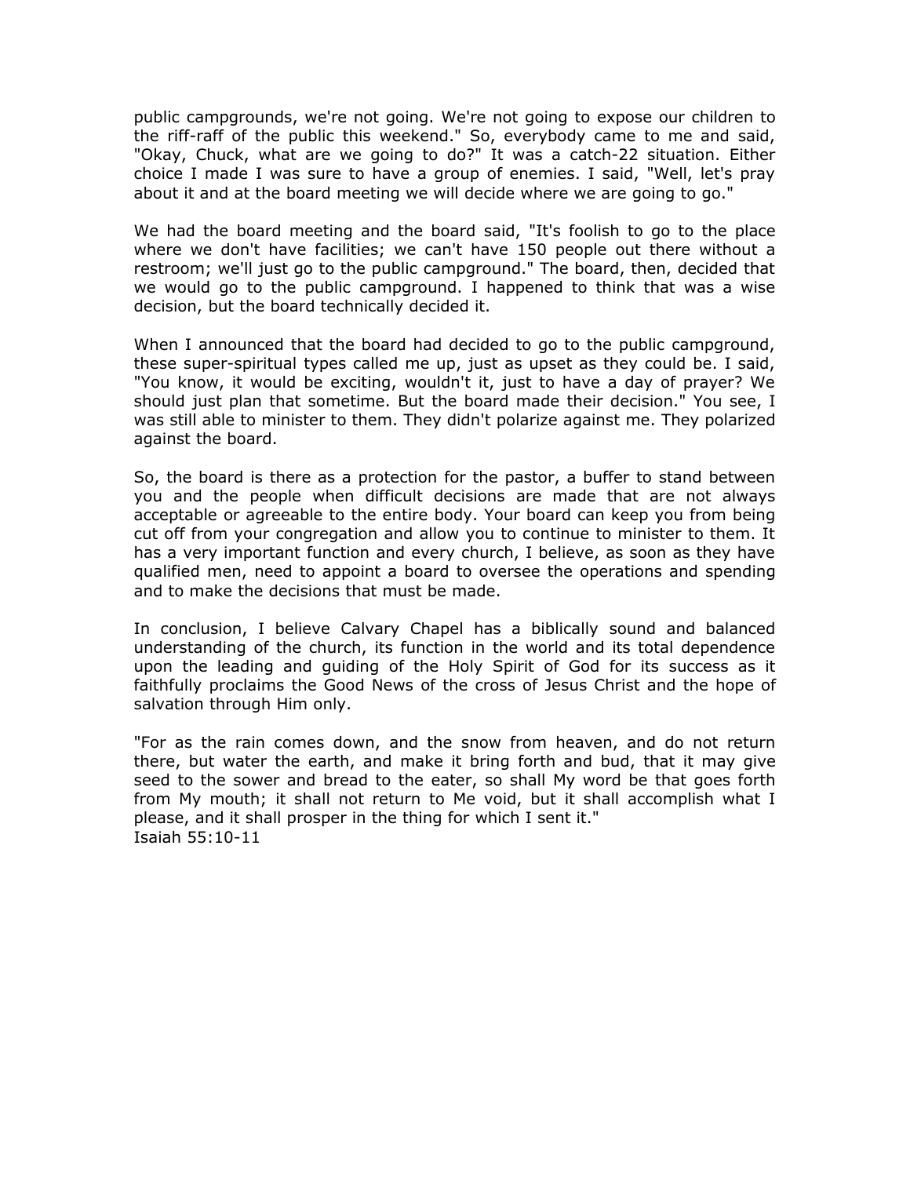public campgrounds, we're not going. We're not going to expose our children to the riff-raff of the public this weekend." So, everybody came to me and said, "Okay, Chuck, what are we going to do?" It was a catch-22 situation. Either choice I made I was sure to have a group of enemies. I said, "Well, let's pray about it and at the board meeting we will decide where we are going to go."

We had the board meeting and the board said, "It's foolish to go to the place where we don't have facilities; we can't have 150 people out there without a restroom; we'll just go to the public campground." The board, then, decided that we would go to the public campground. I happened to think that was a wise decision, but the board technically decided it.

When I announced that the board had decided to go to the public campground, these super-spiritual types called me up, just as upset as they could be. I said, "You know, it would be exciting, wouldn't it, just to have a day of prayer? We should just plan that sometime. But the board made their decision." You see, I was still able to minister to them. They didn't polarize against me. They polarized against the board.

So, the board is there as a protection for the pastor, a buffer to stand between you and the people when difficult decisions are made that are not always acceptable or agreeable to the entire body. Your board can keep you from being cut off from your congregation and allow you to continue to minister to them. It has a very important function and every church, I believe, as soon as they have qualified men, need to appoint a board to oversee the operations and spending and to make the decisions that must be made.

In conclusion, I believe Calvary Chapel has a biblically sound and balanced understanding of the church, its function in the world and its total dependence upon the leading and guiding of the Holy Spirit of God for its success as it faithfully proclaims the Good News of the cross of Jesus Christ and the hope of salvation through Him only.

"For as the rain comes down, and the snow from heaven, and do not return there, but water the earth, and make it bring forth and bud, that it may give seed to the sower and bread to the eater, so shall My word be that goes forth from My mouth; it shall not return to Me void, but it shall accomplish what I please, and it shall prosper in the thing for which I sent it."
Isaiah 55:10-11